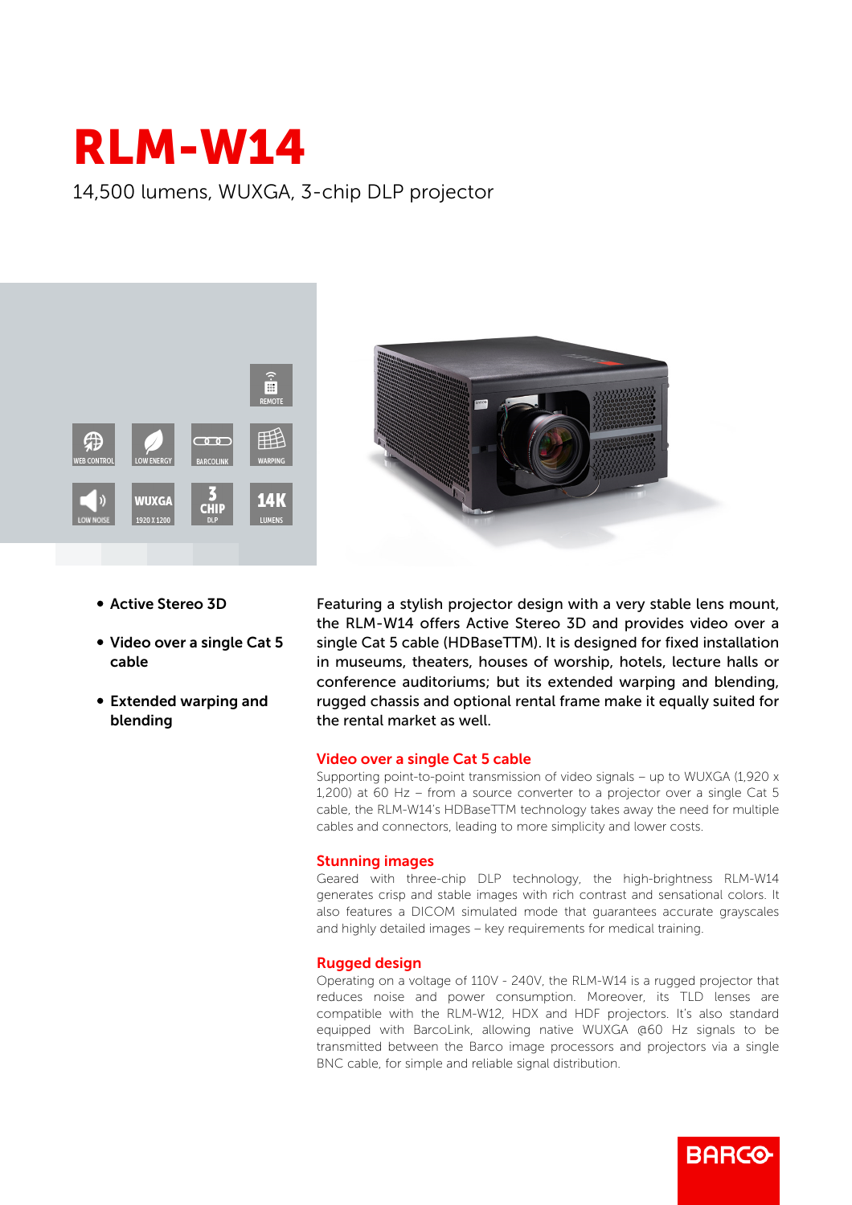# RLM-W14

14,500 lumens, WUXGA, 3-chip DLP projector

- **Active Stereo 3D**
- **Video over a single Cat 5 cable**
- **Extended warping and blending**

Featuring a stylish projector design with a very stable lens mount, the RLM-W14 offers Active Stereo 3D and provides video over a single Cat 5 cable (HDBaseTTM). It is designed for fixed installation in museums, theaters, houses of worship, hotels, lecture halls or conference auditoriums; but its extended warping and blending, rugged chassis and optional rental frame make it equally suited for the rental market as well.

## Video over a single Cat 5 cable

Supporting point-to-point transmission of video signals – up to WUXGA (1,920 x 1,200) at 60 Hz – from a source converter to a projector over a single Cat 5 cable, the RLM-W14's HDBaseTTM technology takes away the need for multiple cables and connectors, leading to more simplicity and lower costs.

## Stunning images

Geared with three-chip DLP technology, the high-brightness RLM-W14 generates crisp and stable images with rich contrast and sensational colors. It also features a DICOM simulated mode that guarantees accurate grayscales and highly detailed images – key requirements for medical training.

## Rugged design

Operating on a voltage of 110V - 240V, the RLM-W14 is a rugged projector that reduces noise and power consumption. Moreover, its TLD lenses are compatible with the RLM-W12, HDX and HDF projectors. It's also standard equipped with BarcoLink, allowing native WUXGA @60 Hz signals to be transmitted between the Barco image processors and projectors via a single BNC cable, for simple and reliable signal distribution.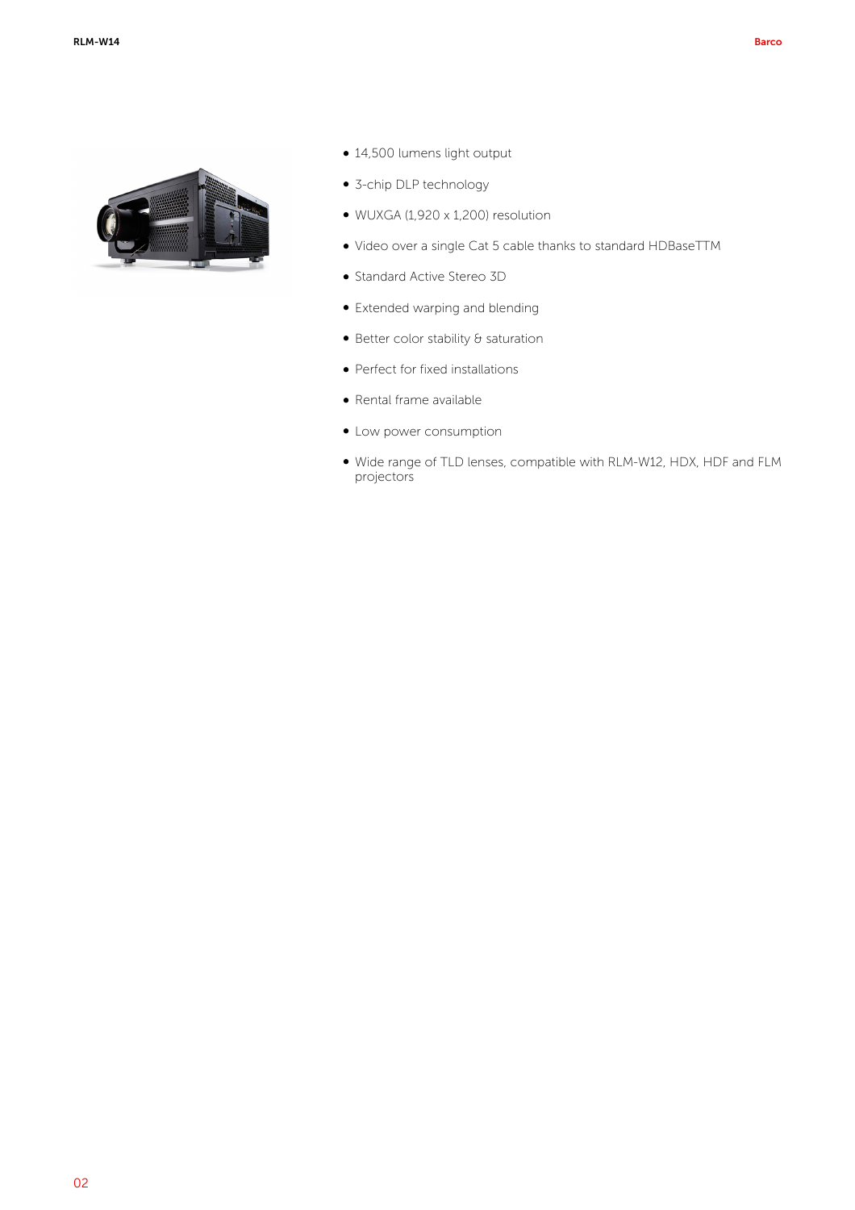- 14,500 lumens light output
- 3-chip DLP technology
- WUXGA (1,920 x 1,200) resolution
- Video over a single Cat 5 cable thanks to standard HDBaseTTM
- Standard Active Stereo 3D
- Extended warping and blending
- Better color stability & saturation
- Perfect for fixed installations
- Rental frame available
- Low power consumption
- Wide range of TLD lenses, compatible with RLM-W12, HDX, HDF and FLM projectors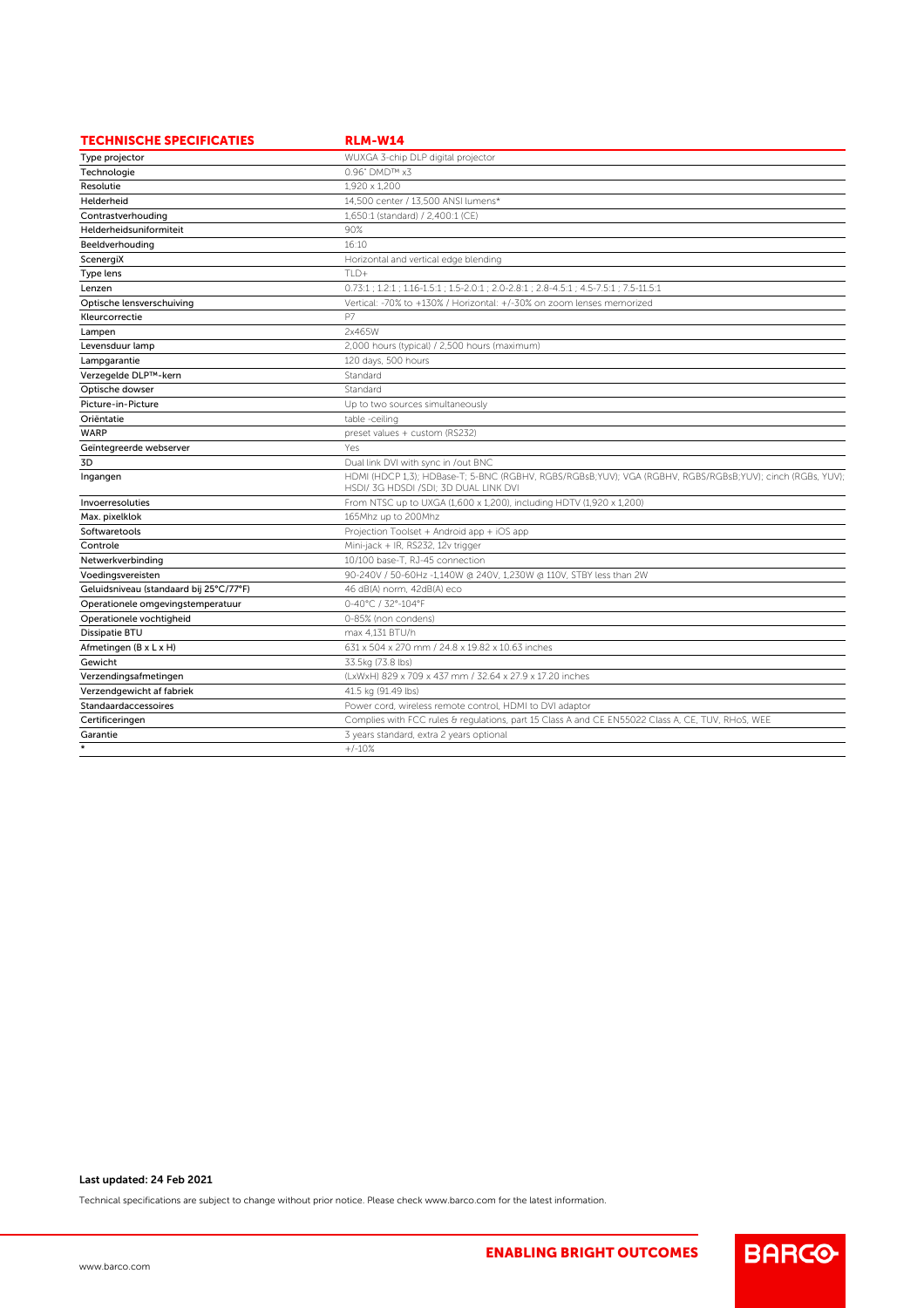| TECHNISCHE SPECIFICATIES | RLM-W14 |
|---|---|
| Type projector | WUXGA 3-chip DLP digital projector |
| Technologie | 0.96" DMD™ x3 |
| Resolutie | 1,920 x 1,200 |
| Helderheid | 14,500 center / 13,500 ANSI lumens* |
| Contrastverhouding | 1,650:1 (standard) / 2,400:1 (CE) |
| Helderheidsuniformiteit | 90% |
| Beeldverhouding | 16:10 |
| ScenergiX | Horizontal and vertical edge blending |
| Type lens | TLD+ |
| Lenzen | 0.73:1 ; 1.2:1 ; 1.16-1.5:1 ; 1.5-2.0:1 ; 2.0-2.8:1 ; 2.8-4.5:1 ; 4.5-7.5:1 ; 7.5-11.5:1 |
| Optische lensverschuiving | Vertical: -70% to +130% / Horizontal: +/-30% on zoom lenses memorized |
| Kleurcorrectie | P7 |
| Lampen | 2x465W |
| Levensduur lamp | 2,000 hours (typical) / 2,500 hours (maximum) |
| Lampgarantie | 120 days, 500 hours |
| Verzegelde DLP™-kern | Standard |
| Optische dowser | Standard |
| Picture-in-Picture | Up to two sources simultaneously |
| Oriëntatie | table -ceiling |
| WARP | preset values + custom (RS232) |
| Geïntegreerde webserver | Yes |
| 3D | Dual link DVI with sync in /out BNC |
| Ingangen | HDMI (HDCP 1.3); HDBase-T; 5-BNC (RGBHV, RGBS/RGBsB;YUV); VGA (RGBHV, RGBS/RGBsB;YUV); cinch (RGBs, YUV); HSDI/ 3G HDSDI /SDI; 3D DUAL LINK DVI |
| Invoerresoluties | From NTSC up to UXGA (1,600 x 1,200), including HDTV (1,920 x 1,200) |
| Max. pixelklok | 165Mhz up to 200Mhz |
| Softwaretools | Projection Toolset + Android app + iOS app |
| Controle | Mini-jack + IR, RS232, 12v trigger |
| Netwerkverbinding | 10/100 base-T, RJ-45 connection |
| Voedingsvereisten | 90-240V / 50-60Hz -1,140W @ 240V, 1,230W @ 110V, STBY less than 2W |
| Geluidsniveau (standaard bij 25°C/77°F) | 46 dB(A) norm, 42dB(A) eco |
| Operationele omgevingstemperatuur | 0-40°C / 32°-104°F |
| Operationele vochtigheid | 0-85% (non condens) |
| Dissipatie BTU | max 4,131 BTU/h |
| Afmetingen (B x L x H) | 631 x 504 x 270 mm / 24.8 x 19.82 x 10.63 inches |
| Gewicht | 33.5kg (73.8 lbs) |
| Verzendingsafmetingen | (LxWxH) 829 x 709 x 437 mm / 32.64 x 27.9 x 17.20 inches |
| Verzendgewicht af fabriek | 41.5 kg (91.49 lbs) |
| Standaardaccessoires | Power cord, wireless remote control, HDMI to DVI adaptor |
| Certificeringen | Complies with FCC rules & regulations, part 15 Class A and CE EN55022 Class A, CE, TUV, RHoS, WEE |
| Garantie | 3 years standard, extra 2 years optional |
| * | +/-10% |

**Last updated: 24 Feb 2021**

Technical specifications are subject to change without prior notice. Please check www.barco.com for the latest information.

ENABLING BRIGHT OUTCOMES

www.barco.com